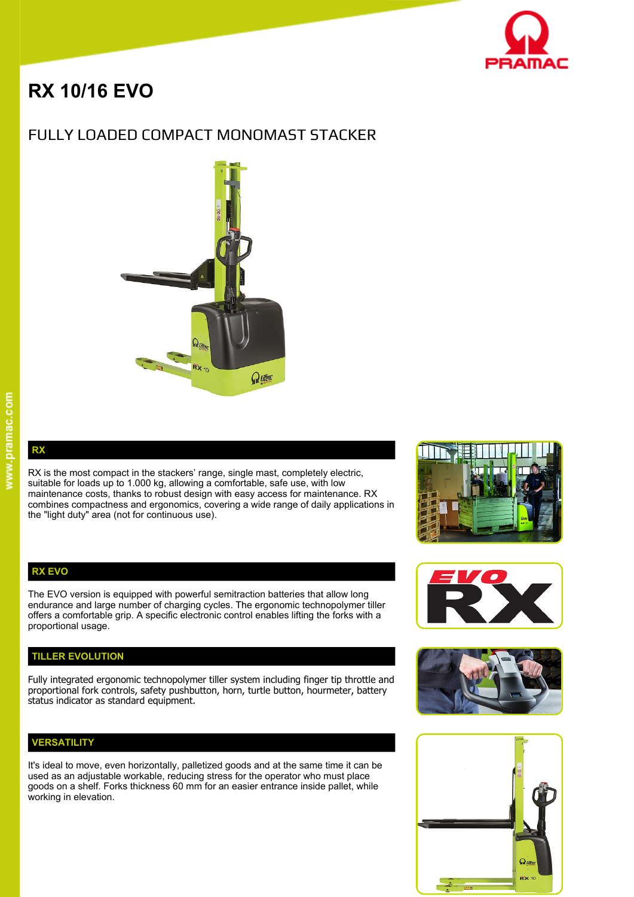# RX 10/16 EVO

## FULLY LOADED COMPACT MONOMAST STACKER

### RX

RX is the most compact in the stackers' range, single mast, completely electric, suitable for loads up to 1.000 kg, allowing a comfortable, safe use, with low maintenance costs, thanks to robust design with easy access for maintenance. RX combines compactness and ergonomics, covering a wide range of daily applications in the "light duty" area (not for continuous use).

### RX EVO

The EVO version is equipped with powerful semitraction batteries that allow long endurance and large number of charging cycles. The ergonomic technopolymer tiller offers a comfortable grip. A specific electronic control enables lifting the forks with a proportional usage.

### TILLER EVOLUTION

Fully integrated ergonomic technopolymer tiller system including finger tip throttle and proportional fork controls, safety pushbutton, horn, turtle button, hourmeter, battery status indicator as standard equipment.

### VERSATILITY

It's ideal to move, even horizontally, palletized goods and at the same time it can be used as an adjustable workable, reducing stress for the operator who must place goods on a shelf. Forks thickness 60 mm for an easier entrance inside pallet, while working in elevation.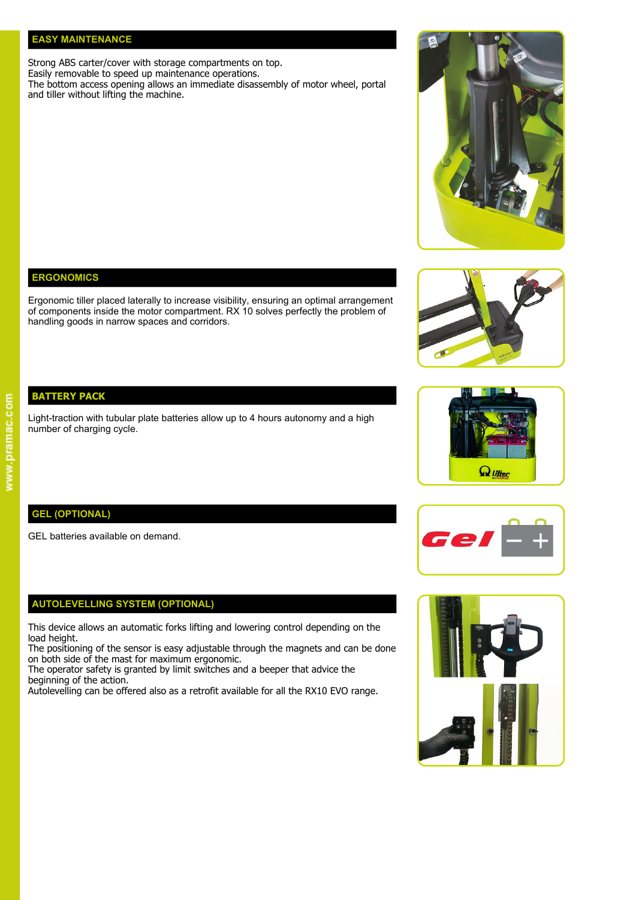## EASY MAINTENANCE

Strong ABS carter/cover with storage compartments on top.
Easily removable to speed up maintenance operations.
The bottom access opening allows an immediate disassembly of motor wheel, portal and tiller without lifting the machine.

## ERGONOMICS

Ergonomic tiller placed laterally to increase visibility, ensuring an optimal arrangement of components inside the motor compartment. RX 10 solves perfectly the problem of handling goods in narrow spaces and corridors.

## BATTERY PACK

Light-traction with tubular plate batteries allow up to 4 hours autonomy and a high number of charging cycle.

## GEL (OPTIONAL)

GEL batteries available on demand.

## AUTOLEVELLING SYSTEM (OPTIONAL)

This device allows an automatic forks lifting and lowering control depending on the load height.
The positioning of the sensor is easy adjustable through the magnets and can be done on both side of the mast for maximum ergonomic.
The operator safety is granted by limit switches and a beeper that advice the beginning of the action.
Autolevelling can be offered also as a retrofit available for all the RX10 EVO range.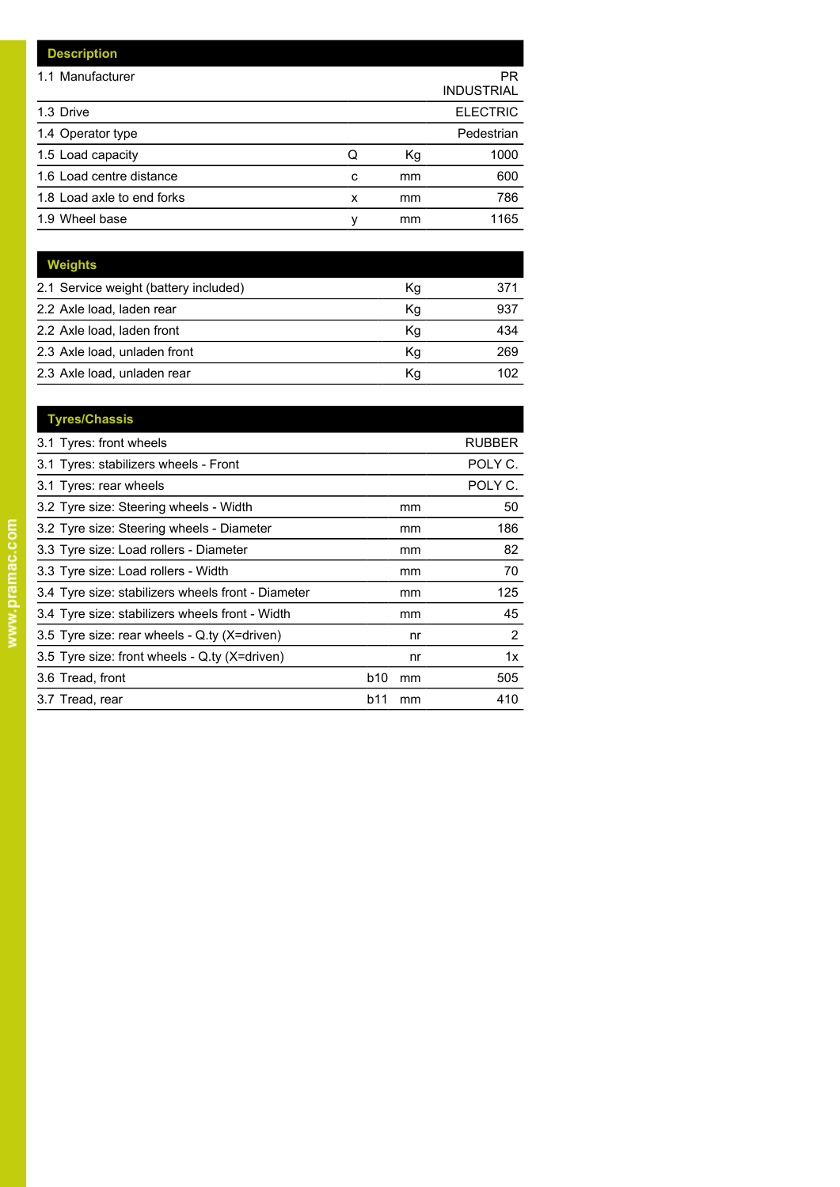| Description | | | |
|---|---|---|---|
| 1.1 Manufacturer | | | PR INDUSTRIAL |
| 1.3 Drive | | | ELECTRIC |
| 1.4 Operator type | | | Pedestrian |
| 1.5 Load capacity | Q | Kg | 1000 |
| 1.6 Load centre distance | c | mm | 600 |
| 1.8 Load axle to end forks | x | mm | 786 |
| 1.9 Wheel base | y | mm | 1165 |

| Weights | | | |
|---|---|---|---|
| 2.1 Service weight (battery included) | | Kg | 371 |
| 2.2 Axle load, laden rear | | Kg | 937 |
| 2.2 Axle load, laden front | | Kg | 434 |
| 2.3 Axle load, unladen front | | Kg | 269 |
| 2.3 Axle load, unladen rear | | Kg | 102 |

| Tyres/Chassis | | | |
|---|---|---|---|
| 3.1 Tyres: front wheels | | | RUBBER |
| 3.1 Tyres: stabilizers wheels - Front | | | POLY C. |
| 3.1 Tyres: rear wheels | | | POLY C. |
| 3.2 Tyre size: Steering wheels - Width | | mm | 50 |
| 3.2 Tyre size: Steering wheels - Diameter | | mm | 186 |
| 3.3 Tyre size: Load rollers - Diameter | | mm | 82 |
| 3.3 Tyre size: Load rollers - Width | | mm | 70 |
| 3.4 Tyre size: stabilizers wheels front - Diameter | | mm | 125 |
| 3.4 Tyre size: stabilizers wheels front - Width | | mm | 45 |
| 3.5 Tyre size: rear wheels - Q.ty (X=driven) | | nr | 2 |
| 3.5 Tyre size: front wheels - Q.ty (X=driven) | | nr | 1x |
| 3.6 Tread, front | b10 | mm | 505 |
| 3.7 Tread, rear | b11 | mm | 410 |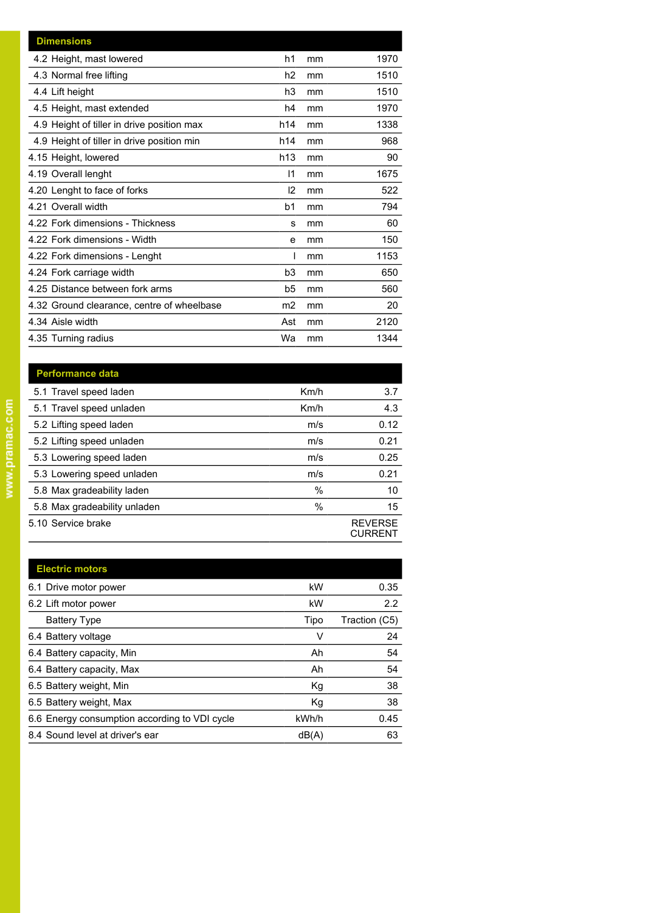| Dimensions | | | |
|---|---|---|---|
| 4.2 Height, mast lowered | h1 | mm | 1970 |
| 4.3 Normal free lifting | h2 | mm | 1510 |
| 4.4 Lift height | h3 | mm | 1510 |
| 4.5 Height, mast extended | h4 | mm | 1970 |
| 4.9 Height of tiller in drive position max | h14 | mm | 1338 |
| 4.9 Height of tiller in drive position min | h14 | mm | 968 |
| 4.15 Height, lowered | h13 | mm | 90 |
| 4.19 Overall lenght | l1 | mm | 1675 |
| 4.20 Lenght to face of forks | l2 | mm | 522 |
| 4.21 Overall width | b1 | mm | 794 |
| 4.22 Fork dimensions - Thickness | s | mm | 60 |
| 4.22 Fork dimensions - Width | e | mm | 150 |
| 4.22 Fork dimensions - Lenght | l | mm | 1153 |
| 4.24 Fork carriage width | b3 | mm | 650 |
| 4.25 Distance between fork arms | b5 | mm | 560 |
| 4.32 Ground clearance, centre of wheelbase | m2 | mm | 20 |
| 4.34 Aisle width | Ast | mm | 2120 |
| 4.35 Turning radius | Wa | mm | 1344 |

| Performance data | | |
|---|---|---|
| 5.1 Travel speed laden | Km/h | 3.7 |
| 5.1 Travel speed unladen | Km/h | 4.3 |
| 5.2 Lifting speed laden | m/s | 0.12 |
| 5.2 Lifting speed unladen | m/s | 0.21 |
| 5.3 Lowering speed laden | m/s | 0.25 |
| 5.3 Lowering speed unladen | m/s | 0.21 |
| 5.8 Max gradeability laden | % | 10 |
| 5.8 Max gradeability unladen | % | 15 |
| 5.10 Service brake | | REVERSE CURRENT |

| Electric motors | | |
|---|---|---|
| 6.1 Drive motor power | kW | 0.35 |
| 6.2 Lift motor power | kW | 2.2 |
| Battery Type | Tipo | Traction (C5) |
| 6.4 Battery voltage | V | 24 |
| 6.4 Battery capacity, Min | Ah | 54 |
| 6.4 Battery capacity, Max | Ah | 54 |
| 6.5 Battery weight, Min | Kg | 38 |
| 6.5 Battery weight, Max | Kg | 38 |
| 6.6 Energy consumption according to VDI cycle | kWh/h | 0.45 |
| 8.4 Sound level at driver's ear | dB(A) | 63 |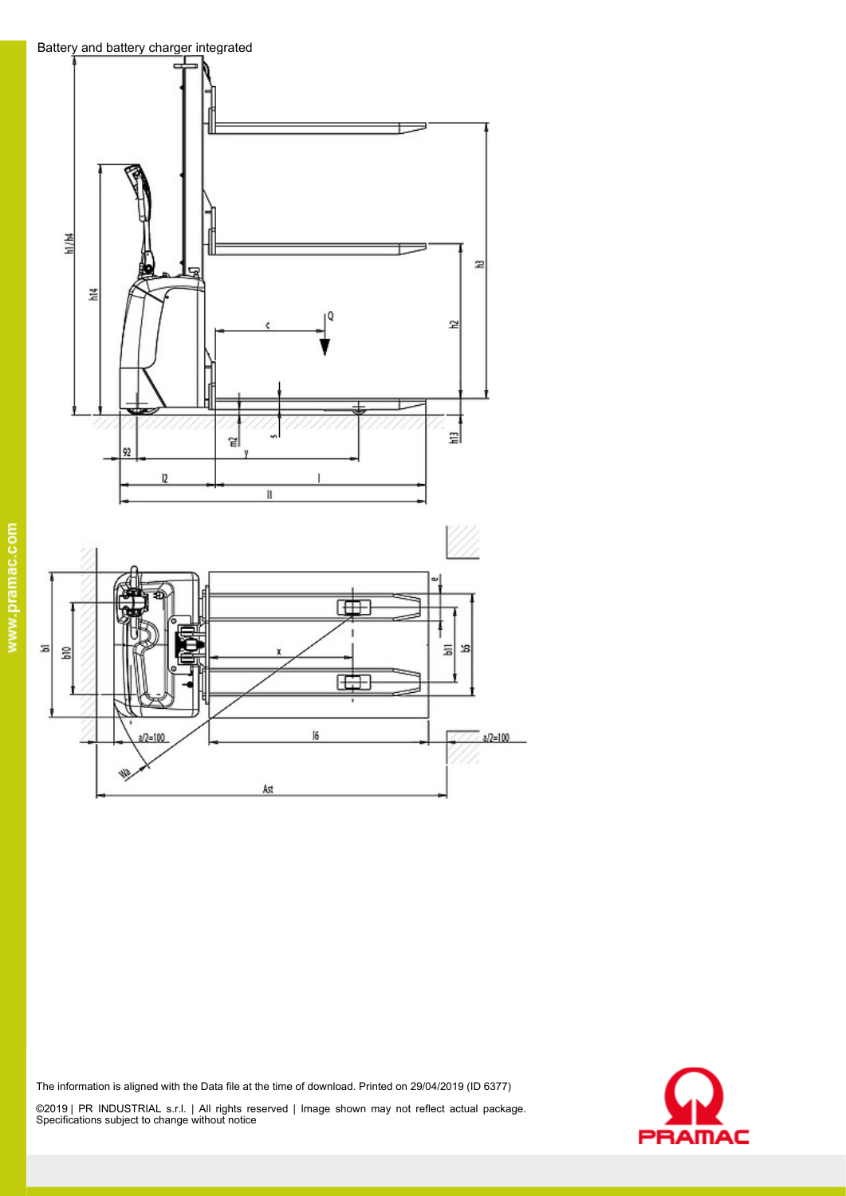Battery and battery charger integrated

h1/h4

h14

h3

h2

c

Q

m2

s

h13

92

y

l2

l

l1

b1

b10

x

e

b11

b5

a/2=100

l6

a/2=100

Wa

Ast

The information is aligned with the Data file at the time of download. Printed on 29/04/2019 (ID 6377)

©2019 | PR INDUSTRIAL s.r.l. | All rights reserved | Image shown may not reflect actual package.
Specifications subject to change without notice

PRAMAC